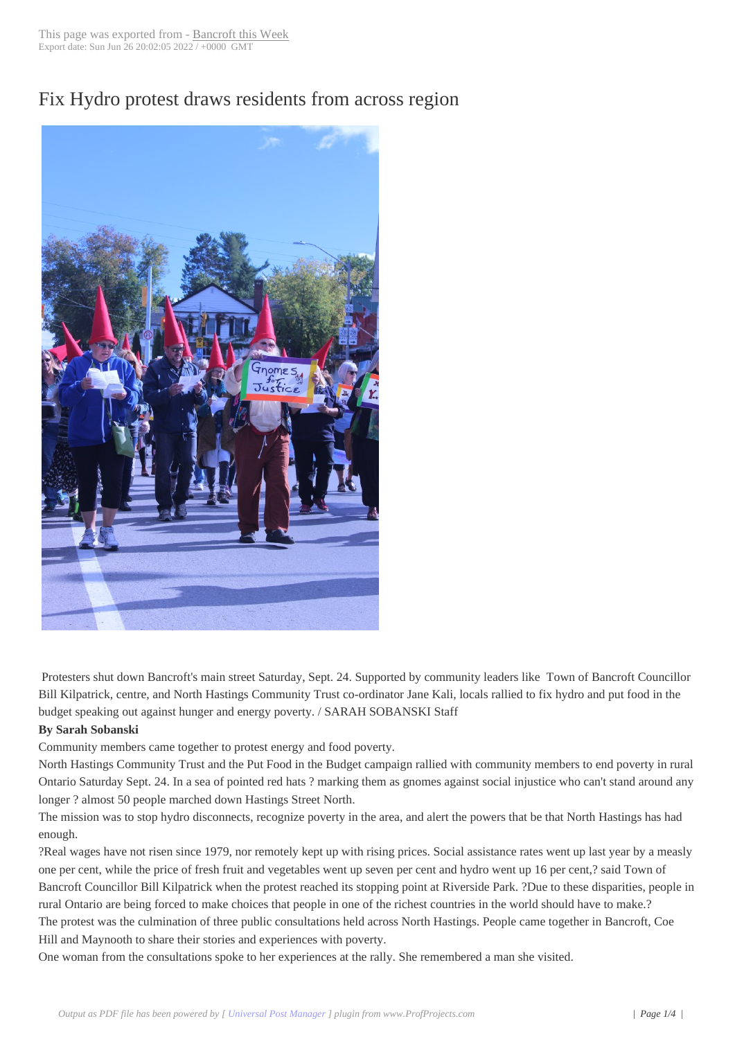# Fix Hydro protest draws residents from across region

Protesters shut down Bancroft's main street Saturday, Sept. 24. Supported by community leaders like Town of Bancroft Councillor Bill Kilpatrick, centre, and North Hastings Community Trust co-ordinator Jane Kali, locals rallied to fix hydro and put food in the budget speaking out against hunger and energy poverty. / SARAH SOBANSKI Staff

**By Sarah Sobanski**

Community members came together to protest energy and food poverty.

North Hastings Community Trust and the Put Food in the Budget campaign rallied with community members to end poverty in rural Ontario Saturday Sept. 24. In a sea of pointed red hats ? marking them as gnomes against social injustice who can't stand around any longer ? almost 50 people marched down Hastings Street North.

The mission was to stop hydro disconnects, recognize poverty in the area, and alert the powers that be that North Hastings has had enough.

?Real wages have not risen since 1979, nor remotely kept up with rising prices. Social assistance rates went up last year by a measly one per cent, while the price of fresh fruit and vegetables went up seven per cent and hydro went up 16 per cent,? said Town of Bancroft Councillor Bill Kilpatrick when the protest reached its stopping point at Riverside Park. ?Due to these disparities, people in rural Ontario are being forced to make choices that people in one of the richest countries in the world should have to make.?

The protest was the culmination of three public consultations held across North Hastings. People came together in Bancroft, Coe Hill and Maynooth to share their stories and experiences with poverty.

One woman from the consultations spoke to her experiences at the rally. She remembered a man she visited.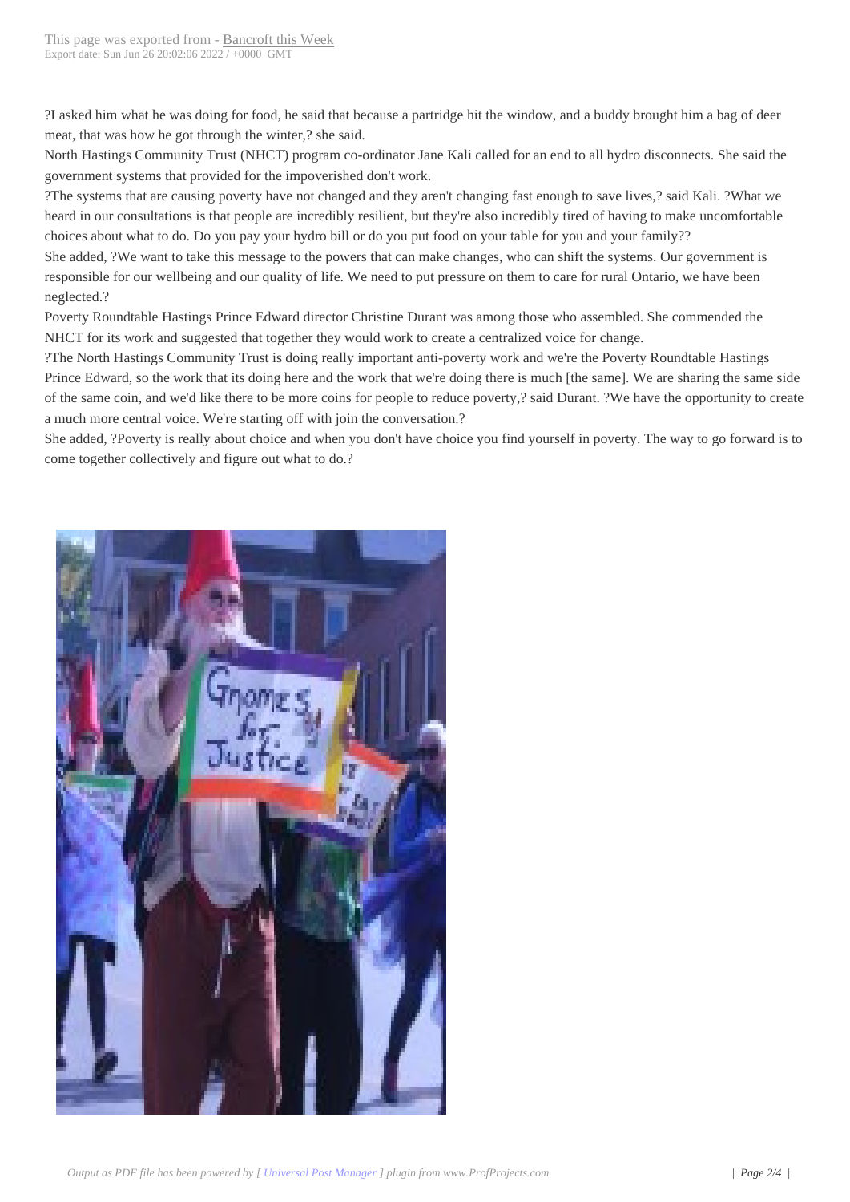?I asked him what he was doing for food, he said that because a partridge hit the window, and a buddy brought him a bag of deer meat, that was how he got through the winter,? she said.

North Hastings Community Trust (NHCT) program co-ordinator Jane Kali called for an end to all hydro disconnects. She said the government systems that provided for the impoverished don't work.

?The systems that are causing poverty have not changed and they aren't changing fast enough to save lives,? said Kali. ?What we heard in our consultations is that people are incredibly resilient, but they're also incredibly tired of having to make uncomfortable choices about what to do. Do you pay your hydro bill or do you put food on your table for you and your family??

She added, ?We want to take this message to the powers that can make changes, who can shift the systems. Our government is responsible for our wellbeing and our quality of life. We need to put pressure on them to care for rural Ontario, we have been neglected.?

Poverty Roundtable Hastings Prince Edward director Christine Durant was among those who assembled. She commended the NHCT for its work and suggested that together they would work to create a centralized voice for change.

?The North Hastings Community Trust is doing really important anti-poverty work and we're the Poverty Roundtable Hastings Prince Edward, so the work that its doing here and the work that we're doing there is much [the same]. We are sharing the same side of the same coin, and we'd like there to be more coins for people to reduce poverty,? said Durant. ?We have the opportunity to create a much more central voice. We're starting off with join the conversation.?

She added, ?Poverty is really about choice and when you don't have choice you find yourself in poverty. The way to go forward is to come together collectively and figure out what to do.?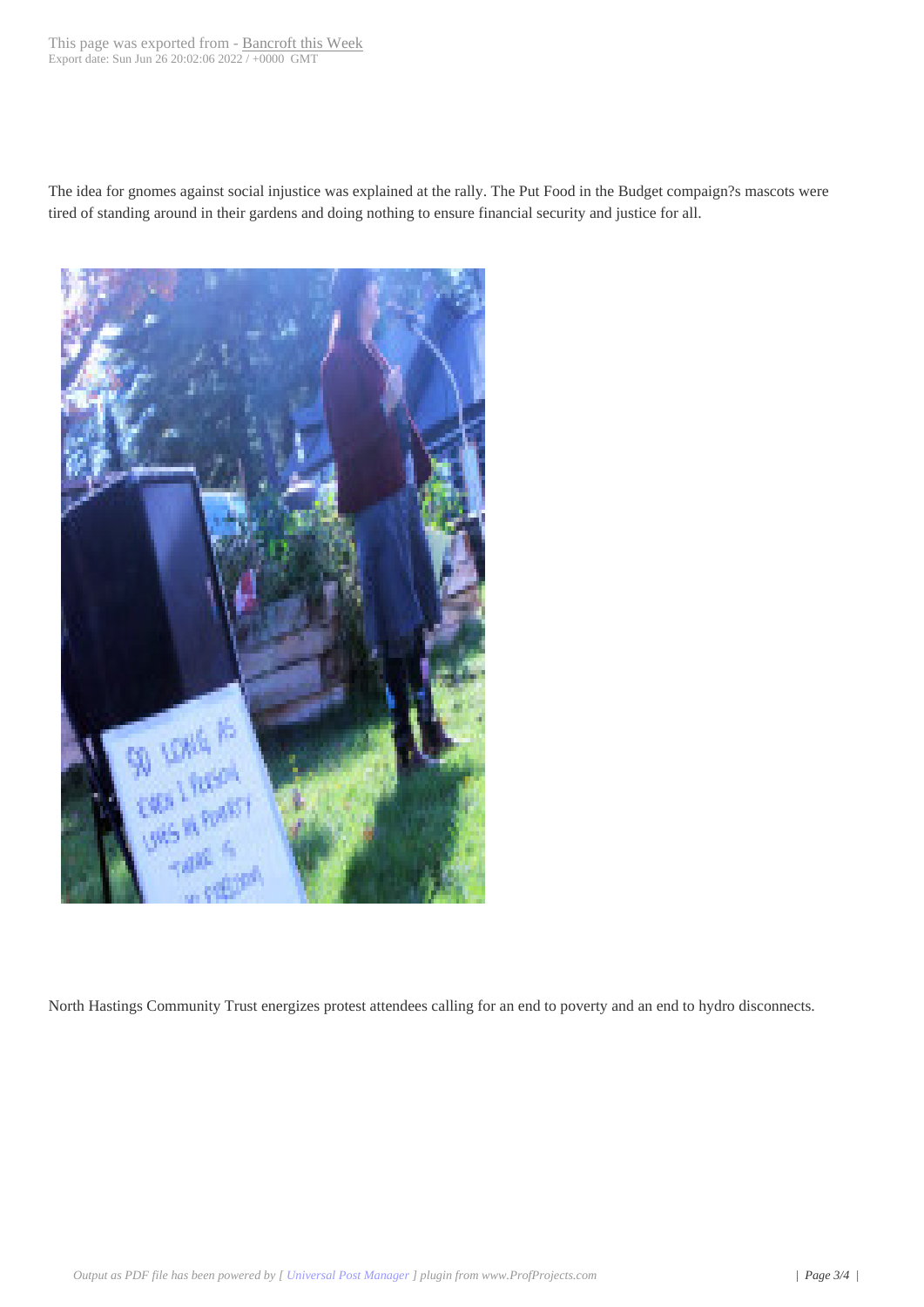The idea for gnomes against social injustice was explained at the rally. The Put Food in the Budget compaign?s mascots were tired of standing around in their gardens and doing nothing to ensure financial security and justice for all.

North Hastings Community Trust energizes protest attendees calling for an end to poverty and an end to hydro disconnects.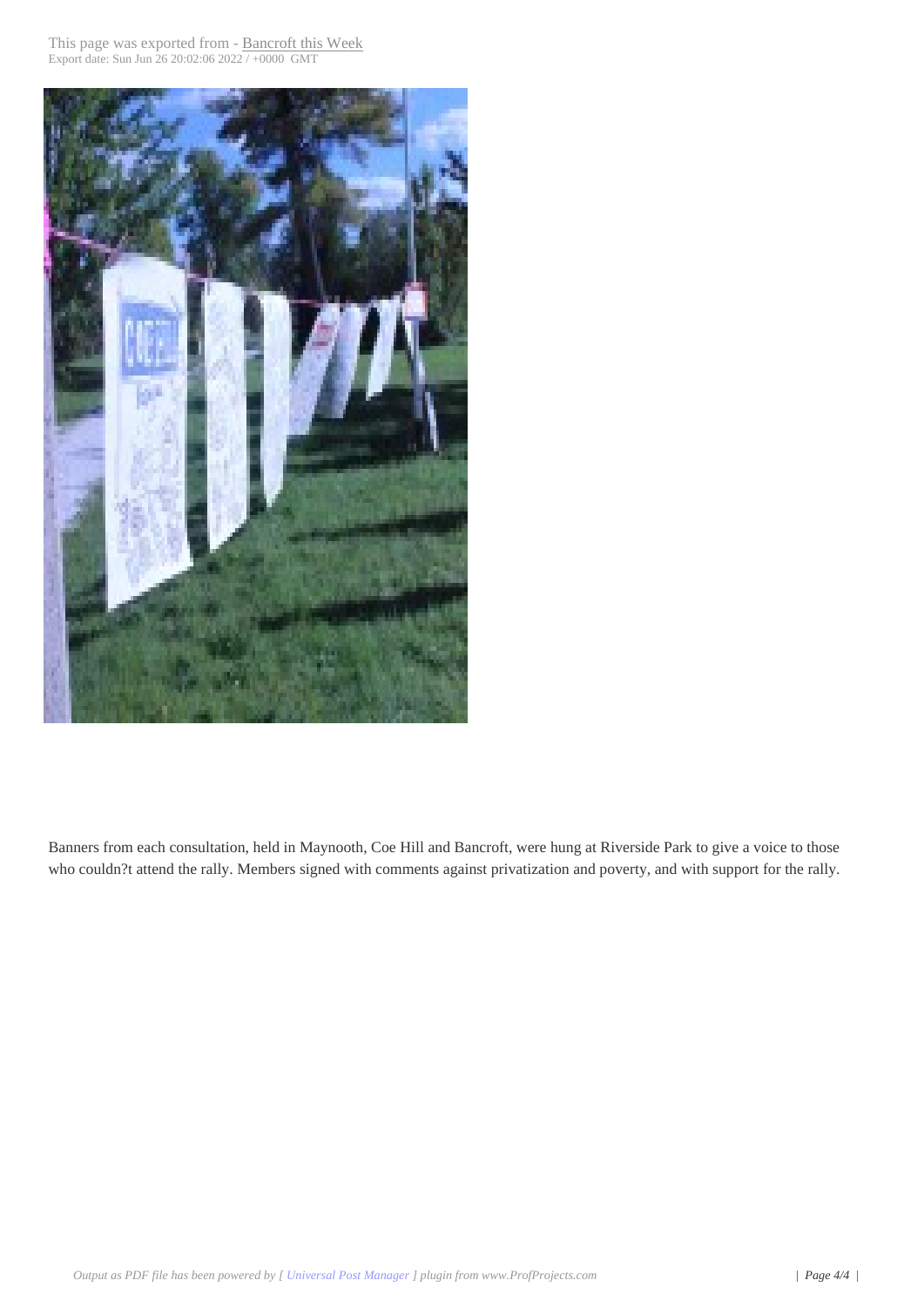Banners from each consultation, held in Maynooth, Coe Hill and Bancroft, were hung at Riverside Park to give a voice to those who couldn?t attend the rally. Members signed with comments against privatization and poverty, and with support for the rally.